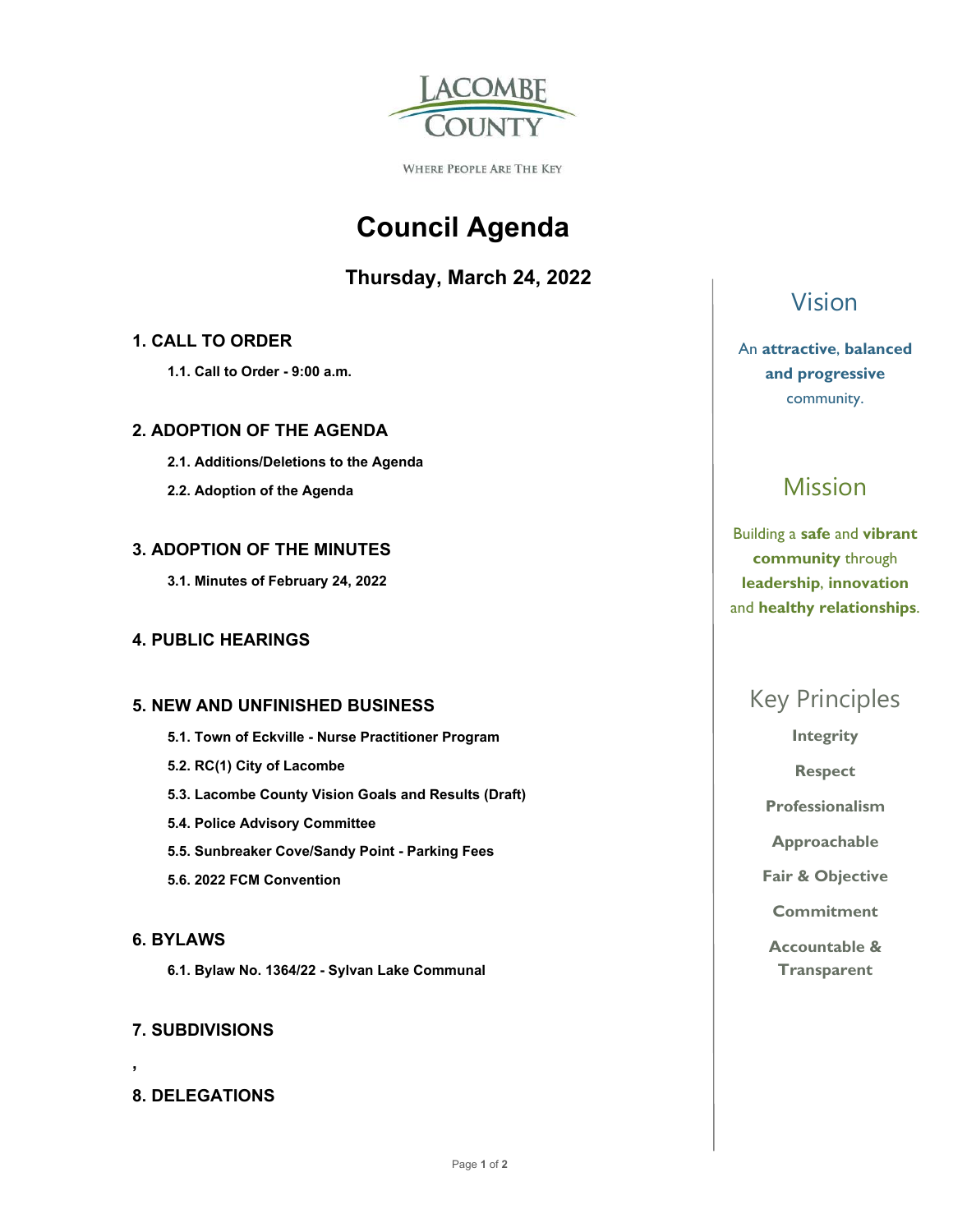LACOMBE COUNTY

WHERE PEOPLE ARE THE KEY

# Council Agenda

## Thursday, March 24, 2022

### 1. CALL TO ORDER

**1.1. Call to Order - 9:00 a.m.**

### 2. ADOPTION OF THE AGENDA

**2.1. Additions/Deletions to the Agenda**

**2.2. Adoption of the Agenda**

### 3. ADOPTION OF THE MINUTES

**3.1. Minutes of February 24, 2022**

### 4. PUBLIC HEARINGS

### 5. NEW AND UNFINISHED BUSINESS

**5.1. Town of Eckville - Nurse Practitioner Program**

**5.2. RC(1) City of Lacombe**

**5.3. Lacombe County Vision Goals and Results (Draft)**

**5.4. Police Advisory Committee**

**5.5. Sunbreaker Cove/Sandy Point - Parking Fees**

**5.6. 2022 FCM Convention**

### 6. BYLAWS

**6.1. Bylaw No. 1364/22 - Sylvan Lake Communal**

### 7. SUBDIVISIONS

,

### 8. DELEGATIONS

## Vision

An **attractive**, **balanced and progressive** community.

## Mission

Building a **safe** and **vibrant community** through **leadership**, **innovation** and **healthy relationships**.

## Key Principles

**Integrity**

**Respect**

**Professionalism**

**Approachable**

**Fair & Objective**

**Commitment**

**Accountable & Transparent**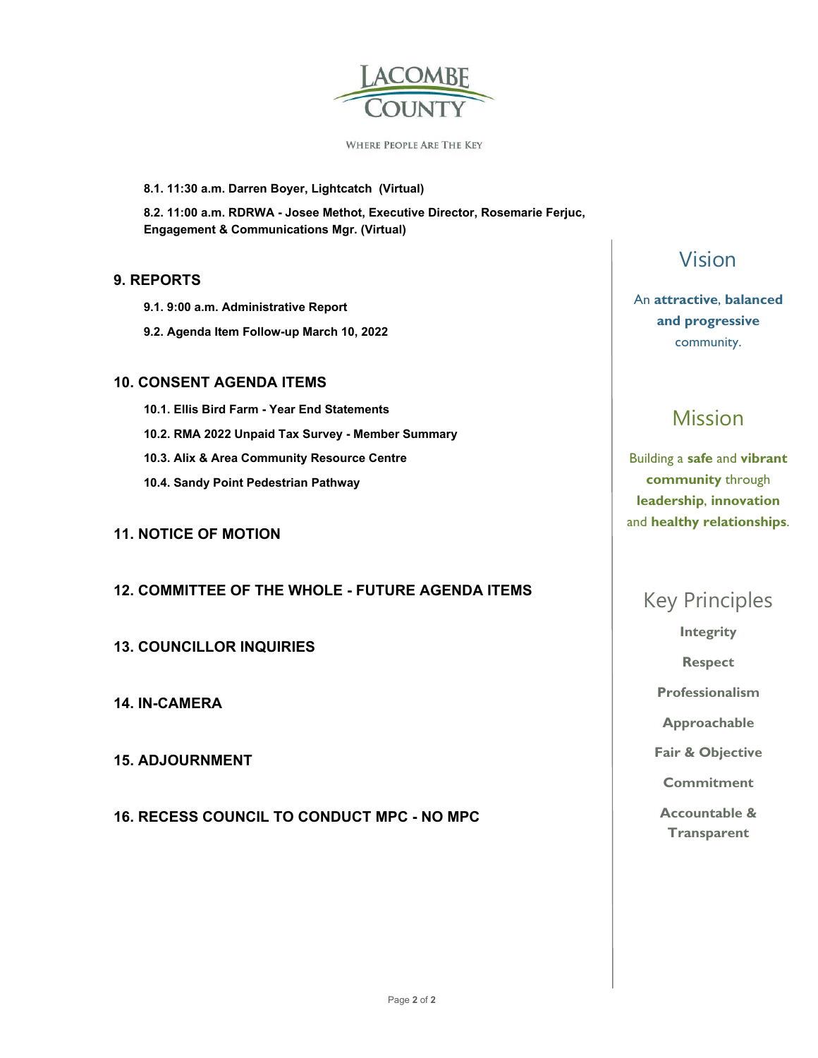LACOMBE COUNTY

WHERE PEOPLE ARE THE KEY

**8.1. 11:30 a.m. Darren Boyer, Lightcatch (Virtual)**

**8.2. 11:00 a.m. RDRWA - Josee Methot, Executive Director, Rosemarie Ferjuc, Engagement & Communications Mgr. (Virtual)**

## 9. REPORTS

**9.1. 9:00 a.m. Administrative Report**

**9.2. Agenda Item Follow-up March 10, 2022**

## 10. CONSENT AGENDA ITEMS

**10.1. Ellis Bird Farm - Year End Statements**

**10.2. RMA 2022 Unpaid Tax Survey - Member Summary**

**10.3. Alix & Area Community Resource Centre**

**10.4. Sandy Point Pedestrian Pathway**

## 11. NOTICE OF MOTION

## 12. COMMITTEE OF THE WHOLE - FUTURE AGENDA ITEMS

## 13. COUNCILLOR INQUIRIES

## 14. IN-CAMERA

## 15. ADJOURNMENT

## 16. RECESS COUNCIL TO CONDUCT MPC - NO MPC

## Vision

An **attractive**, **balanced and progressive** community.

## Mission

Building a **safe** and **vibrant community** through **leadership**, **innovation** and **healthy relationships**.

## Key Principles

**Integrity**

**Respect**

**Professionalism**

**Approachable**

**Fair & Objective**

**Commitment**

**Accountable & Transparent**